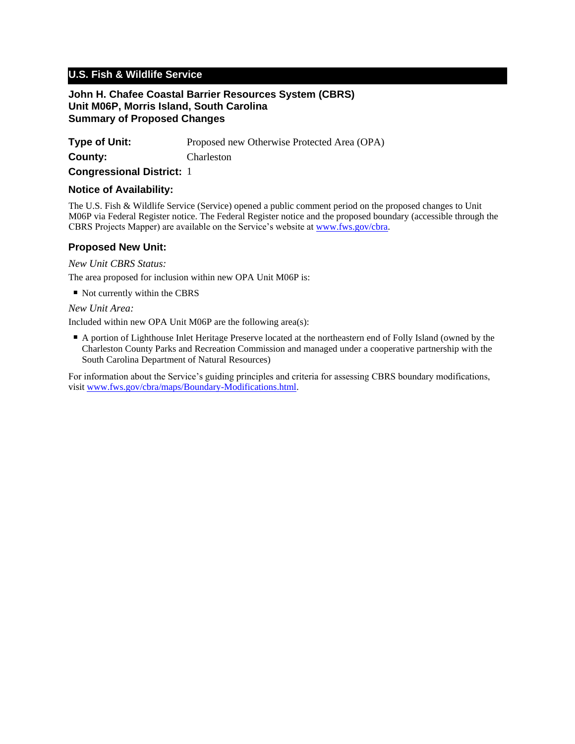## U.S. Fish & Wildlife Service

### John H. Chafee Coastal Barrier Resources System (CBRS)
### Unit M06P, Morris Island, South Carolina
### Summary of Proposed Changes

**Type of Unit:** Proposed new Otherwise Protected Area (OPA)

**County:** Charleston

**Congressional District:** 1

### Notice of Availability:

The U.S. Fish & Wildlife Service (Service) opened a public comment period on the proposed changes to Unit M06P via Federal Register notice. The Federal Register notice and the proposed boundary (accessible through the CBRS Projects Mapper) are available on the Service's website at [www.fws.gov/cbra](www.fws.gov/cbra).

### Proposed New Unit:

*New Unit CBRS Status:*

The area proposed for inclusion within new OPA Unit M06P is:

- Not currently within the CBRS

*New Unit Area:*

Included within new OPA Unit M06P are the following area(s):

- A portion of Lighthouse Inlet Heritage Preserve located at the northeastern end of Folly Island (owned by the Charleston County Parks and Recreation Commission and managed under a cooperative partnership with the South Carolina Department of Natural Resources)

For information about the Service's guiding principles and criteria for assessing CBRS boundary modifications, visit [www.fws.gov/cbra/maps/Boundary-Modifications.html](www.fws.gov/cbra/maps/Boundary-Modifications.html).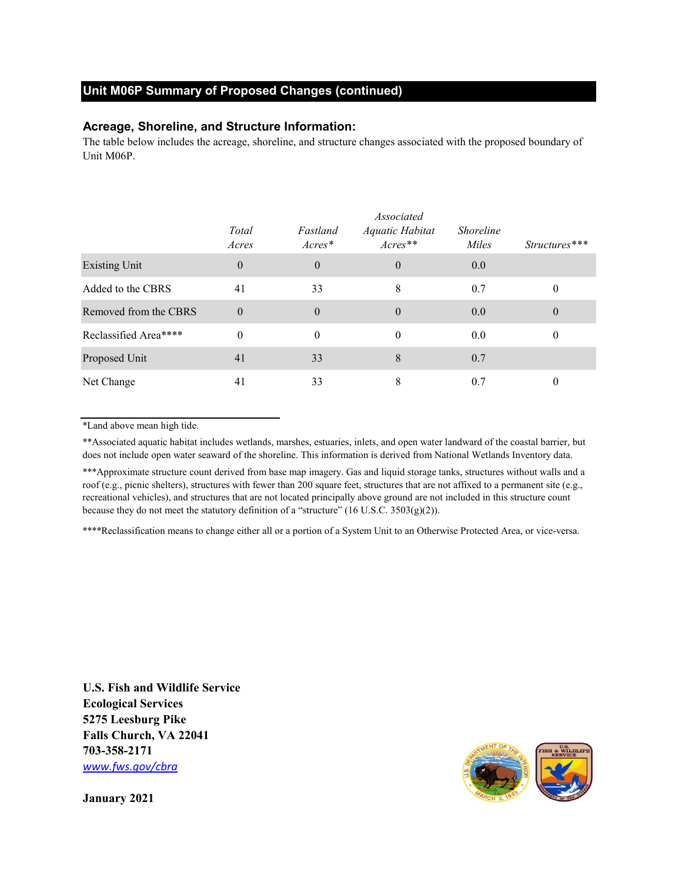## Unit M06P Summary of Proposed Changes (continued)

### Acreage, Shoreline, and Structure Information:

The table below includes the acreage, shoreline, and structure changes associated with the proposed boundary of Unit M06P.

| | *Total Acres* | *Fastland Acres** | *Associated Aquatic Habitat Acres*** | *Shoreline Miles* | *Structures**** |
|---|---|---|---|---|---|
| Existing Unit | 0 | 0 | 0 | 0.0 | |
| Added to the CBRS | 41 | 33 | 8 | 0.7 | 0 |
| Removed from the CBRS | 0 | 0 | 0 | 0.0 | 0 |
| Reclassified Area**** | 0 | 0 | 0 | 0.0 | 0 |
| Proposed Unit | 41 | 33 | 8 | 0.7 | |
| Net Change | 41 | 33 | 8 | 0.7 | 0 |

*Land above mean high tide.

**Associated aquatic habitat includes wetlands, marshes, estuaries, inlets, and open water landward of the coastal barrier, but does not include open water seaward of the shoreline. This information is derived from National Wetlands Inventory data.

***Approximate structure count derived from base map imagery. Gas and liquid storage tanks, structures without walls and a roof (e.g., picnic shelters), structures with fewer than 200 square feet, structures that are not affixed to a permanent site (e.g., recreational vehicles), and structures that are not located principally above ground are not included in this structure count because they do not meet the statutory definition of a "structure" (16 U.S.C. 3503(g)(2)).

****Reclassification means to change either all or a portion of a System Unit to an Otherwise Protected Area, or vice-versa.

**U.S. Fish and Wildlife Service**
**Ecological Services**
**5275 Leesburg Pike**
**Falls Church, VA 22041**
**703-358-2171**
[www.fws.gov/cbra](www.fws.gov/cbra)

**January 2021**